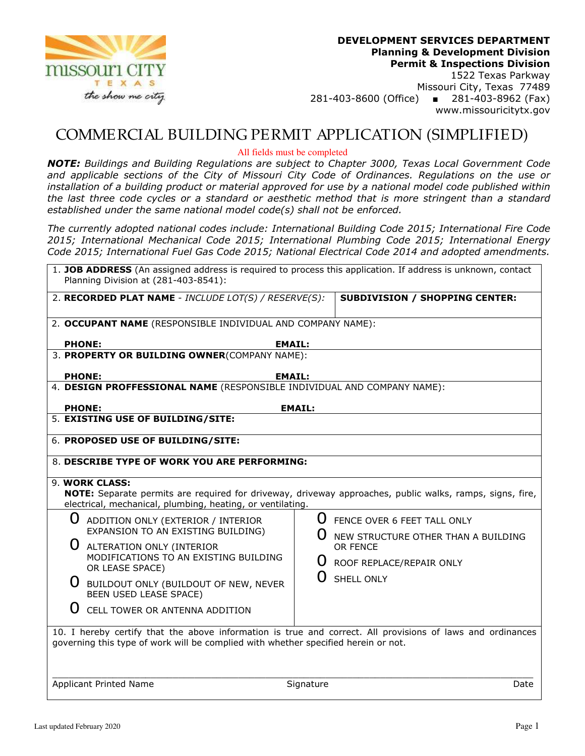**DEVELOPMENT SERVICES DEPARTMENT**
**Planning & Development Division**
**Permit & Inspections Division**
1522 Texas Parkway
Missouri City, Texas 77489
281-403-8600 (Office) ▪ 281-403-8962 (Fax)
www.missouricitytx.gov

# COMMERCIAL BUILDING PERMIT APPLICATION (SIMPLIFIED)

All fields must be completed

***NOTE:*** *Buildings and Building Regulations are subject to Chapter 3000, Texas Local Government Code and applicable sections of the City of Missouri City Code of Ordinances. Regulations on the use or installation of a building product or material approved for use by a national model code published within the last three code cycles or a standard or aesthetic method that is more stringent than a standard established under the same national model code(s) shall not be enforced.*

*The currently adopted national codes include: International Building Code 2015; International Fire Code 2015; International Mechanical Code 2015; International Plumbing Code 2015; International Energy Code 2015; International Fuel Gas Code 2015; National Electrical Code 2014 and adopted amendments.*

1. **JOB ADDRESS** (An assigned address is required to process this application. If address is unknown, contact Planning Division at (281-403-8541):

2. **RECORDED PLAT NAME** - *INCLUDE LOT(S) / RESERVE(S):* | **SUBDIVISION / SHOPPING CENTER:**

2. **OCCUPANT NAME** (RESPONSIBLE INDIVIDUAL AND COMPANY NAME):

   **PHONE:** **EMAIL:**

3. **PROPERTY OR BUILDING OWNER**(COMPANY NAME):

   **PHONE:** **EMAIL:**

4. **DESIGN PROFFESSIONAL NAME** (RESPONSIBLE INDIVIDUAL AND COMPANY NAME):

   **PHONE:** **EMAIL:**

5. **EXISTING USE OF BUILDING/SITE:**

6. **PROPOSED USE OF BUILDING/SITE:**

8. **DESCRIBE TYPE OF WORK YOU ARE PERFORMING:**

9. **WORK CLASS:**
   **NOTE:** Separate permits are required for driveway, driveway approaches, public walks, ramps, signs, fire, electrical, mechanical, plumbing, heating, or ventilating.

- O ADDITION ONLY (EXTERIOR / INTERIOR EXPANSION TO AN EXISTING BUILDING)
- O ALTERATION ONLY (INTERIOR MODIFICATIONS TO AN EXISTING BUILDING OR LEASE SPACE)
- O BUILDOUT ONLY (BUILDOUT OF NEW, NEVER BEEN USED LEASE SPACE)
- O CELL TOWER OR ANTENNA ADDITION
- O FENCE OVER 6 FEET TALL ONLY
- O NEW STRUCTURE OTHER THAN A BUILDING OR FENCE
- O ROOF REPLACE/REPAIR ONLY
- O SHELL ONLY

10. I hereby certify that the above information is true and correct. All provisions of laws and ordinances governing this type of work will be complied with whether specified herein or not.

______________________________________________________________________

Applicant Printed Name Signature Date

Last updated February 2020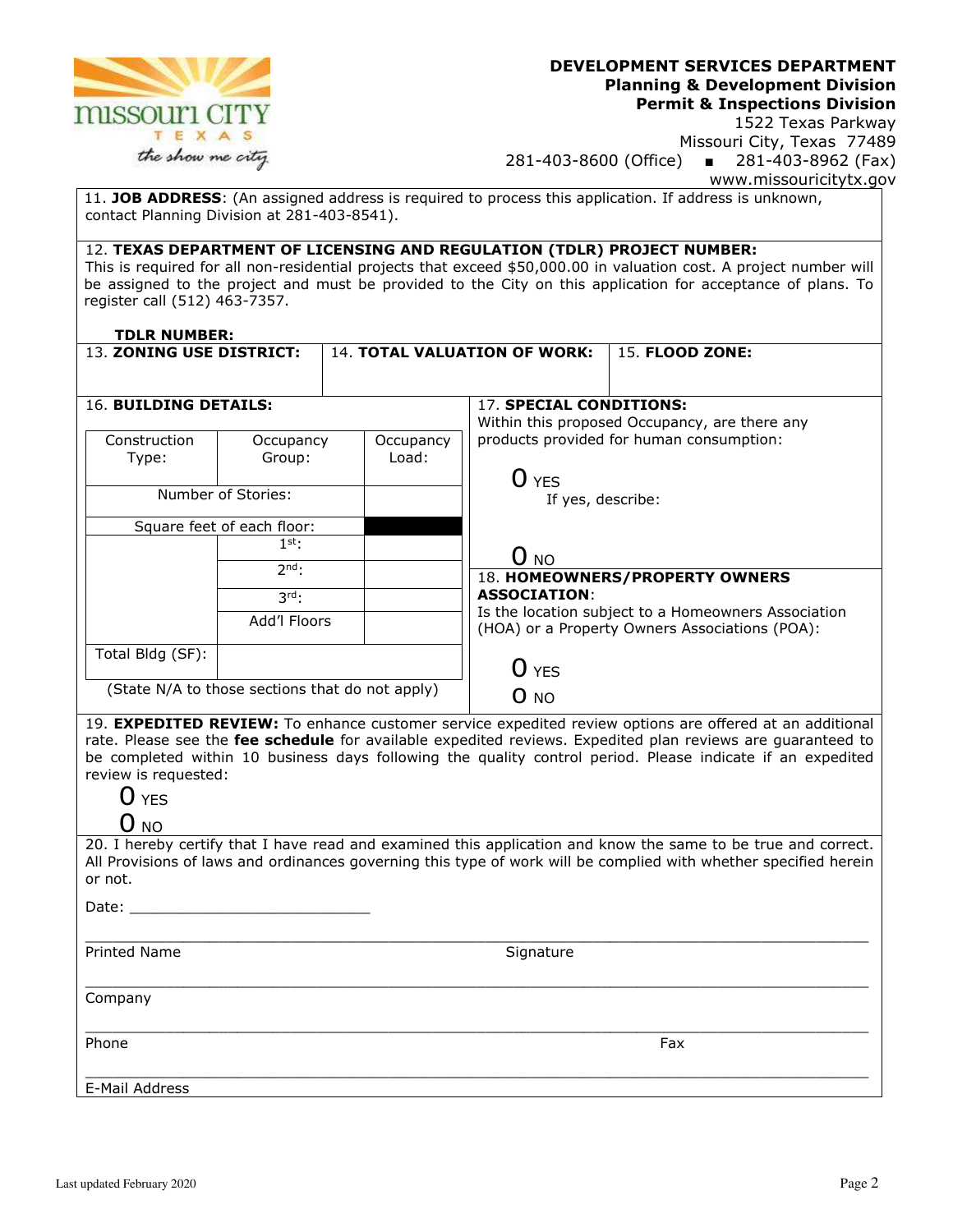**DEVELOPMENT SERVICES DEPARTMENT**
**Planning & Development Division**
**Permit & Inspections Division**
1522 Texas Parkway
Missouri City, Texas 77489
281-403-8600 (Office) ■ 281-403-8962 (Fax)
www.missouricitytx.gov

11. **JOB ADDRESS**: (An assigned address is required to process this application. If address is unknown, contact Planning Division at 281-403-8541).

12. **TEXAS DEPARTMENT OF LICENSING AND REGULATION (TDLR) PROJECT NUMBER:**
This is required for all non-residential projects that exceed $50,000.00 in valuation cost. A project number will be assigned to the project and must be provided to the City on this application for acceptance of plans. To register call (512) 463-7357.

**TDLR NUMBER:**

| 13. **ZONING USE DISTRICT:** | 14. **TOTAL VALUATION OF WORK:** | 15. **FLOOD ZONE:** |
|---|---|---|
| | | |

16. **BUILDING DETAILS:**

| Construction Type: | Occupancy Group: | Occupancy Load: |
|---|---|---|
| Number of Stories: | | |
| Square feet of each floor: | | |
| | 1st: | |
| | 2nd: | |
| | 3rd: | |
| | Add'l Floors | |
| Total Bldg (SF): | | |

(State N/A to those sections that do not apply)

17. **SPECIAL CONDITIONS:**
Within this proposed Occupancy, are there any products provided for human consumption:

O YES
If yes, describe:

O NO

18. **HOMEOWNERS/PROPERTY OWNERS ASSOCIATION**:
Is the location subject to a Homeowners Association (HOA) or a Property Owners Associations (POA):

O YES
O NO

19. **EXPEDITED REVIEW:** To enhance customer service expedited review options are offered at an additional rate. Please see the **fee schedule** for available expedited reviews. Expedited plan reviews are guaranteed to be completed within 10 business days following the quality control period. Please indicate if an expedited review is requested:

O YES
O NO

20. I hereby certify that I have read and examined this application and know the same to be true and correct. All Provisions of laws and ordinances governing this type of work will be complied with whether specified herein or not.

Date: ____________________________

______________________________________________________________________
Printed Name Signature

______________________________________________________________________
Company

______________________________________________________________________
Phone Fax

______________________________________________________________________
E-Mail Address

Last updated February 2020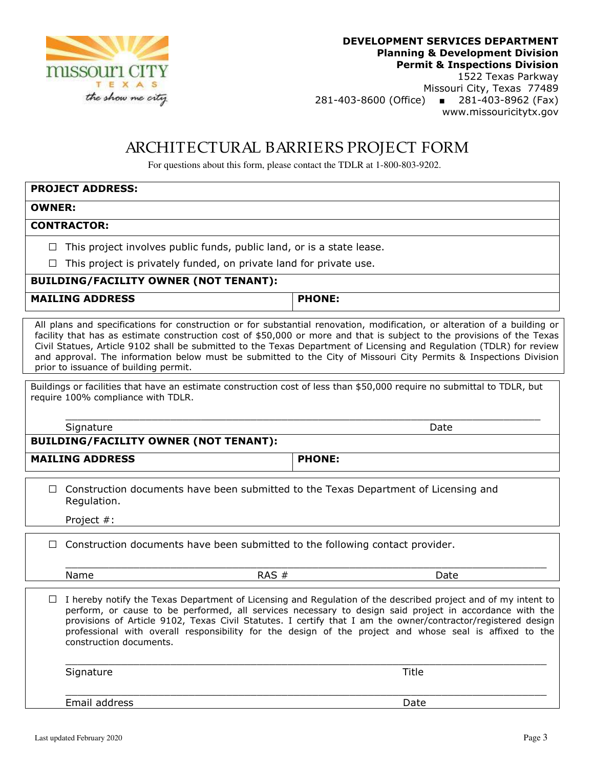**DEVELOPMENT SERVICES DEPARTMENT**
**Planning & Development Division**
**Permit & Inspections Division**
1522 Texas Parkway
Missouri City, Texas 77489
281-403-8600 (Office) ▪ 281-403-8962 (Fax)
www.missouricitytx.gov

# ARCHITECTURAL BARRIERS PROJECT FORM

For questions about this form, please contact the TDLR at 1-800-803-9202.

**PROJECT ADDRESS:**

**OWNER:**

**CONTRACTOR:**

☐ This project involves public funds, public land, or is a state lease.

☐ This project is privately funded, on private land for private use.

**BUILDING/FACILITY OWNER (NOT TENANT):**

| **MAILING ADDRESS** | **PHONE:** |
|---|---|

All plans and specifications for construction or for substantial renovation, modification, or alteration of a building or facility that has as estimate construction cost of $50,000 or more and that is subject to the provisions of the Texas Civil Statues, Article 9102 shall be submitted to the Texas Department of Licensing and Regulation (TDLR) for review and approval. The information below must be submitted to the City of Missouri City Permits & Inspections Division prior to issuance of building permit.

Buildings or facilities that have an estimate construction cost of less than $50,000 require no submittal to TDLR, but require 100% compliance with TDLR.

\_\_\_\_\_\_\_\_\_\_\_\_\_\_\_\_\_\_\_\_\_\_\_\_\_\_\_\_\_\_\_\_\_\_\_\_\_\_\_\_\_\_\_\_\_\_\_\_\_\_\_\_\_\_\_\_\_\_\_\_\_\_
Signature Date

**BUILDING/FACILITY OWNER (NOT TENANT):**

| **MAILING ADDRESS** | **PHONE:** |
|---|---|

☐ Construction documents have been submitted to the Texas Department of Licensing and Regulation.

Project #:

☐ Construction documents have been submitted to the following contact provider.

\_\_\_\_\_\_\_\_\_\_\_\_\_\_\_\_\_\_\_\_\_\_\_\_\_\_\_\_\_\_\_\_\_\_\_\_\_\_\_\_\_\_\_\_\_\_\_\_\_\_\_\_\_\_\_\_\_\_\_\_\_\_
Name RAS # Date

☐ I hereby notify the Texas Department of Licensing and Regulation of the described project and of my intent to perform, or cause to be performed, all services necessary to design said project in accordance with the provisions of Article 9102, Texas Civil Statutes. I certify that I am the owner/contractor/registered design professional with overall responsibility for the design of the project and whose seal is affixed to the construction documents.

\_\_\_\_\_\_\_\_\_\_\_\_\_\_\_\_\_\_\_\_\_\_\_\_\_\_\_\_\_\_\_\_\_\_\_\_\_\_\_\_\_\_\_\_\_\_\_\_\_\_\_\_\_\_\_\_\_\_\_\_\_\_
Signature Title

\_\_\_\_\_\_\_\_\_\_\_\_\_\_\_\_\_\_\_\_\_\_\_\_\_\_\_\_\_\_\_\_\_\_\_\_\_\_\_\_\_\_\_\_\_\_\_\_\_\_\_\_\_\_\_\_\_\_\_\_\_\_
Email address Date

Last updated February 2020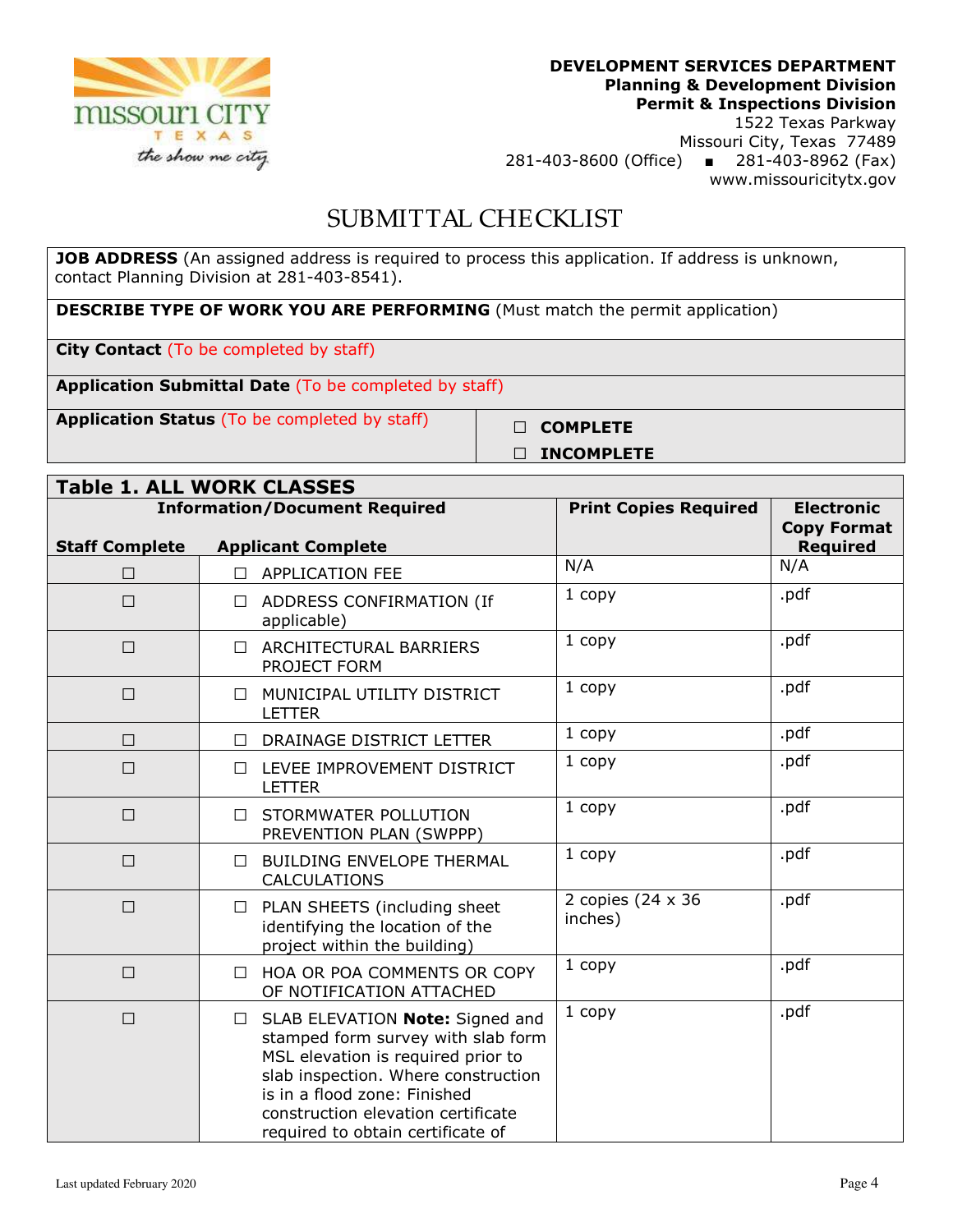**DEVELOPMENT SERVICES DEPARTMENT**
**Planning & Development Division**
**Permit & Inspections Division**
1522 Texas Parkway
Missouri City, Texas 77489
281-403-8600 (Office) ■ 281-403-8962 (Fax)
www.missouricitytx.gov

# SUBMITTAL CHECKLIST

| | |
|---|---|
| **JOB ADDRESS** (An assigned address is required to process this application. If address is unknown, contact Planning Division at 281-403-8541). | |
| **DESCRIBE TYPE OF WORK YOU ARE PERFORMING** (Must match the permit application) | |
| **City Contact** (To be completed by staff) | |
| **Application Submittal Date** (To be completed by staff) | |
| **Application Status** (To be completed by staff) | ☐ **COMPLETE**<br>☐ **INCOMPLETE** |

**Table 1. ALL WORK CLASSES**

| Staff Complete | Applicant Complete (Information/Document Required) | Print Copies Required | Electronic Copy Format Required |
|---|---|---|---|
| ☐ | ☐ APPLICATION FEE | N/A | N/A |
| ☐ | ☐ ADDRESS CONFIRMATION (If applicable) | 1 copy | .pdf |
| ☐ | ☐ ARCHITECTURAL BARRIERS PROJECT FORM | 1 copy | .pdf |
| ☐ | ☐ MUNICIPAL UTILITY DISTRICT LETTER | 1 copy | .pdf |
| ☐ | ☐ DRAINAGE DISTRICT LETTER | 1 copy | .pdf |
| ☐ | ☐ LEVEE IMPROVEMENT DISTRICT LETTER | 1 copy | .pdf |
| ☐ | ☐ STORMWATER POLLUTION PREVENTION PLAN (SWPPP) | 1 copy | .pdf |
| ☐ | ☐ BUILDING ENVELOPE THERMAL CALCULATIONS | 1 copy | .pdf |
| ☐ | ☐ PLAN SHEETS (including sheet identifying the location of the project within the building) | 2 copies (24 x 36 inches) | .pdf |
| ☐ | ☐ HOA OR POA COMMENTS OR COPY OF NOTIFICATION ATTACHED | 1 copy | .pdf |
| ☐ | ☐ SLAB ELEVATION **Note:** Signed and stamped form survey with slab form MSL elevation is required prior to slab inspection. Where construction is in a flood zone: Finished construction elevation certificate required to obtain certificate of | 1 copy | .pdf |

Last updated February 2020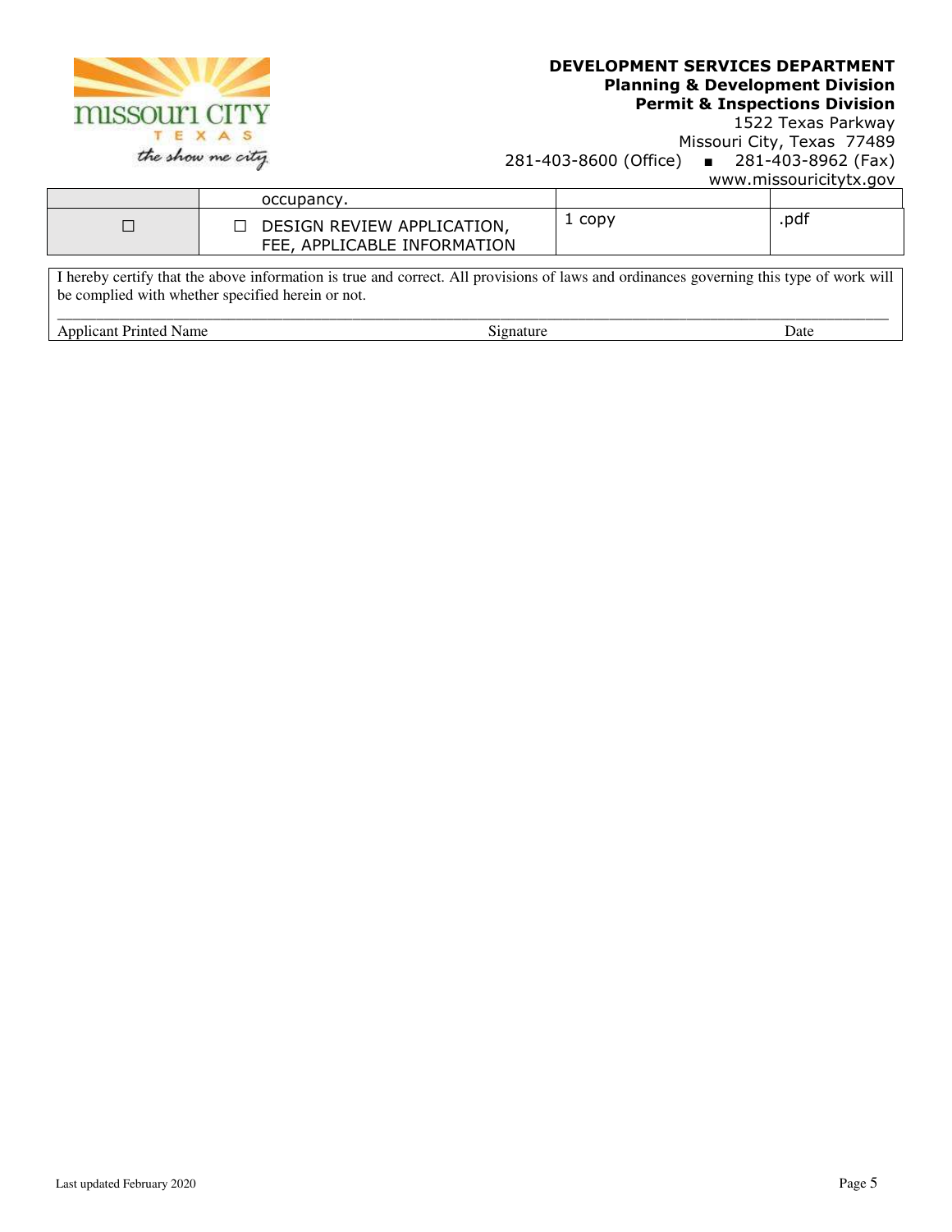| | occupancy. | | |
|---|---|---|---|
| ☐ | ☐ DESIGN REVIEW APPLICATION, FEE, APPLICABLE INFORMATION | 1 copy | .pdf |

I hereby certify that the above information is true and correct. All provisions of laws and ordinances governing this type of work will be complied with whether specified herein or not.

______________________________________________________________________________________________

Applicant Printed Name                                        Signature                                        Date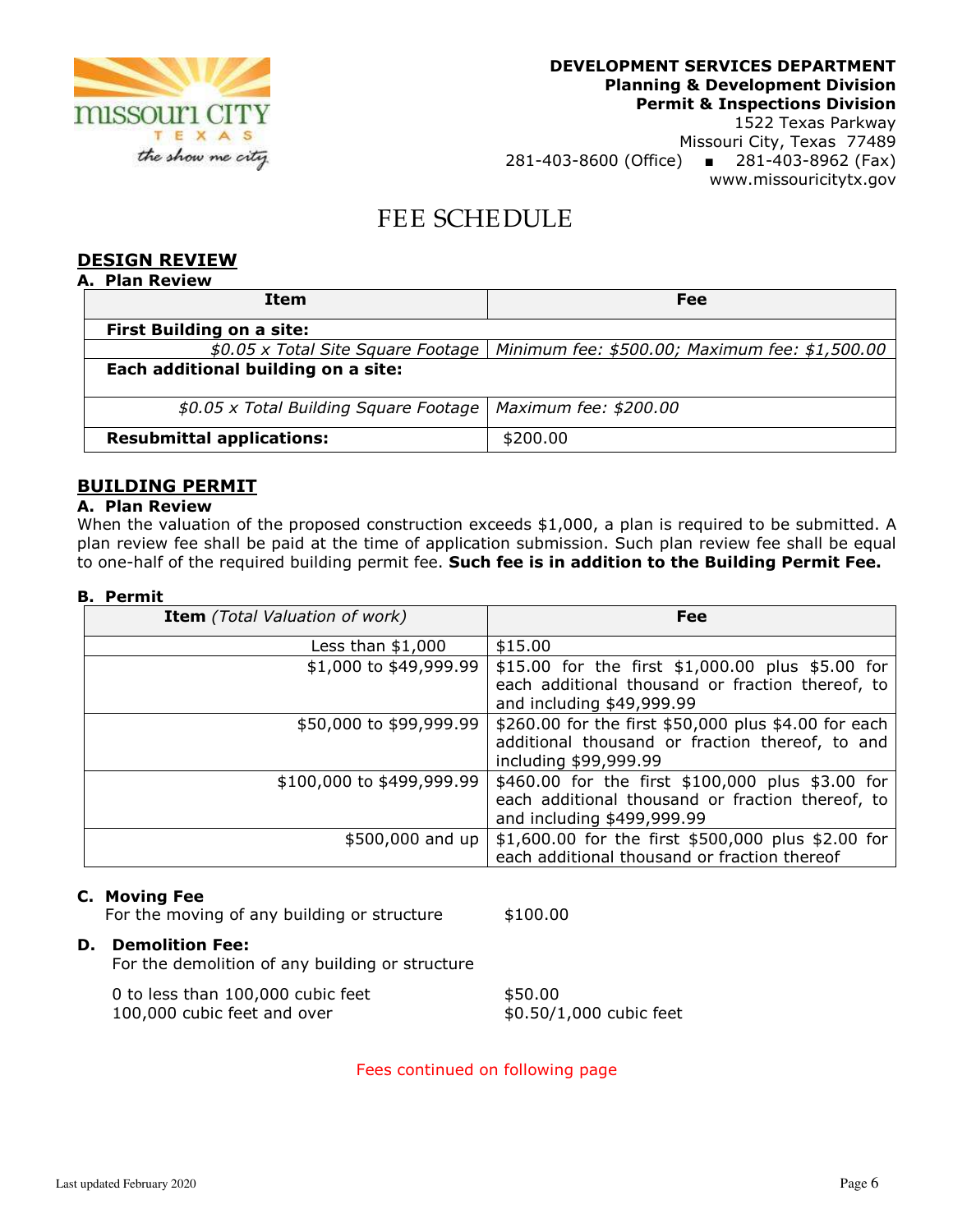**DEVELOPMENT SERVICES DEPARTMENT**
**Planning & Development Division**
**Permit & Inspections Division**
1522 Texas Parkway
Missouri City, Texas 77489
281-403-8600 (Office) ▪ 281-403-8962 (Fax)
www.missouricitytx.gov

# FEE SCHEDULE

## DESIGN REVIEW

### A. Plan Review

| Item | Fee |
|---|---|
| **First Building on a site:** | |
| *$0.05 x Total Site Square Footage* | *Minimum fee: $500.00; Maximum fee: $1,500.00* |
| **Each additional building on a site:** | |
| *$0.05 x Total Building Square Footage* | *Maximum fee: $200.00* |
| **Resubmittal applications:** | $200.00 |

## BUILDING PERMIT

### A. Plan Review

When the valuation of the proposed construction exceeds $1,000, a plan is required to be submitted. A plan review fee shall be paid at the time of application submission. Such plan review fee shall be equal to one-half of the required building permit fee. **Such fee is in addition to the Building Permit Fee.**

### B. Permit

| **Item** *(Total Valuation of work)* | Fee |
|---|---|
| Less than $1,000 | $15.00 |
| $1,000 to $49,999.99 | $15.00 for the first $1,000.00 plus $5.00 for each additional thousand or fraction thereof, to and including $49,999.99 |
| $50,000 to $99,999.99 | $260.00 for the first $50,000 plus $4.00 for each additional thousand or fraction thereof, to and including $99,999.99 |
| $100,000 to $499,999.99 | $460.00 for the first $100,000 plus $3.00 for each additional thousand or fraction thereof, to and including $499,999.99 |
| $500,000 and up | $1,600.00 for the first $500,000 plus $2.00 for each additional thousand or fraction thereof |

### C. Moving Fee

For the moving of any building or structure — $100.00

### D. Demolition Fee:

For the demolition of any building or structure

| | |
|---|---|
| 0 to less than 100,000 cubic feet | $50.00 |
| 100,000 cubic feet and over | $0.50/1,000 cubic feet |

Fees continued on following page

Last updated February 2020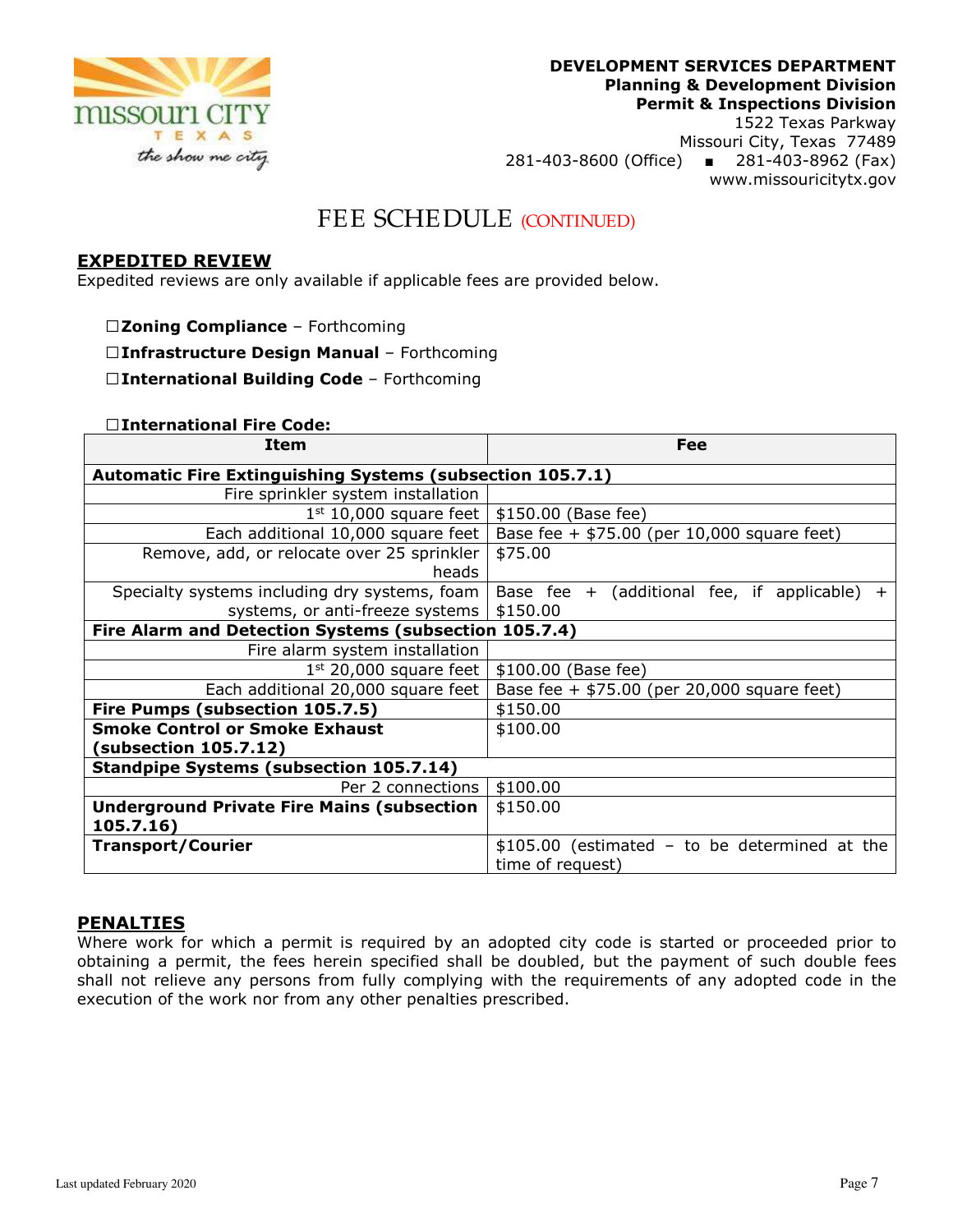DEVELOPMENT SERVICES DEPARTMENT
**Planning & Development Division**
**Permit & Inspections Division**
1522 Texas Parkway
Missouri City, Texas 77489
281-403-8600 (Office) ▪ 281-403-8962 (Fax)
www.missouricitytx.gov

# FEE SCHEDULE (CONTINUED)

## EXPEDITED REVIEW

Expedited reviews are only available if applicable fees are provided below.

☐**Zoning Compliance** – Forthcoming

☐**Infrastructure Design Manual** – Forthcoming

☐**International Building Code** – Forthcoming

☐**International Fire Code:**

| Item | Fee |
|---|---|
| **Automatic Fire Extinguishing Systems (subsection 105.7.1)** | |
| Fire sprinkler system installation | |
| 1st 10,000 square feet | $150.00 (Base fee) |
| Each additional 10,000 square feet | Base fee + $75.00 (per 10,000 square feet) |
| Remove, add, or relocate over 25 sprinkler heads | $75.00 |
| Specialty systems including dry systems, foam systems, or anti-freeze systems | Base fee + (additional fee, if applicable) + $150.00 |
| **Fire Alarm and Detection Systems (subsection 105.7.4)** | |
| Fire alarm system installation | |
| 1st 20,000 square feet | $100.00 (Base fee) |
| Each additional 20,000 square feet | Base fee + $75.00 (per 20,000 square feet) |
| **Fire Pumps (subsection 105.7.5)** | $150.00 |
| **Smoke Control or Smoke Exhaust (subsection 105.7.12)** | $100.00 |
| **Standpipe Systems (subsection 105.7.14)** | |
| Per 2 connections | $100.00 |
| **Underground Private Fire Mains (subsection 105.7.16)** | $150.00 |
| **Transport/Courier** | $105.00 (estimated – to be determined at the time of request) |

## PENALTIES

Where work for which a permit is required by an adopted city code is started or proceeded prior to obtaining a permit, the fees herein specified shall be doubled, but the payment of such double fees shall not relieve any persons from fully complying with the requirements of any adopted code in the execution of the work nor from any other penalties prescribed.

Last updated February 2020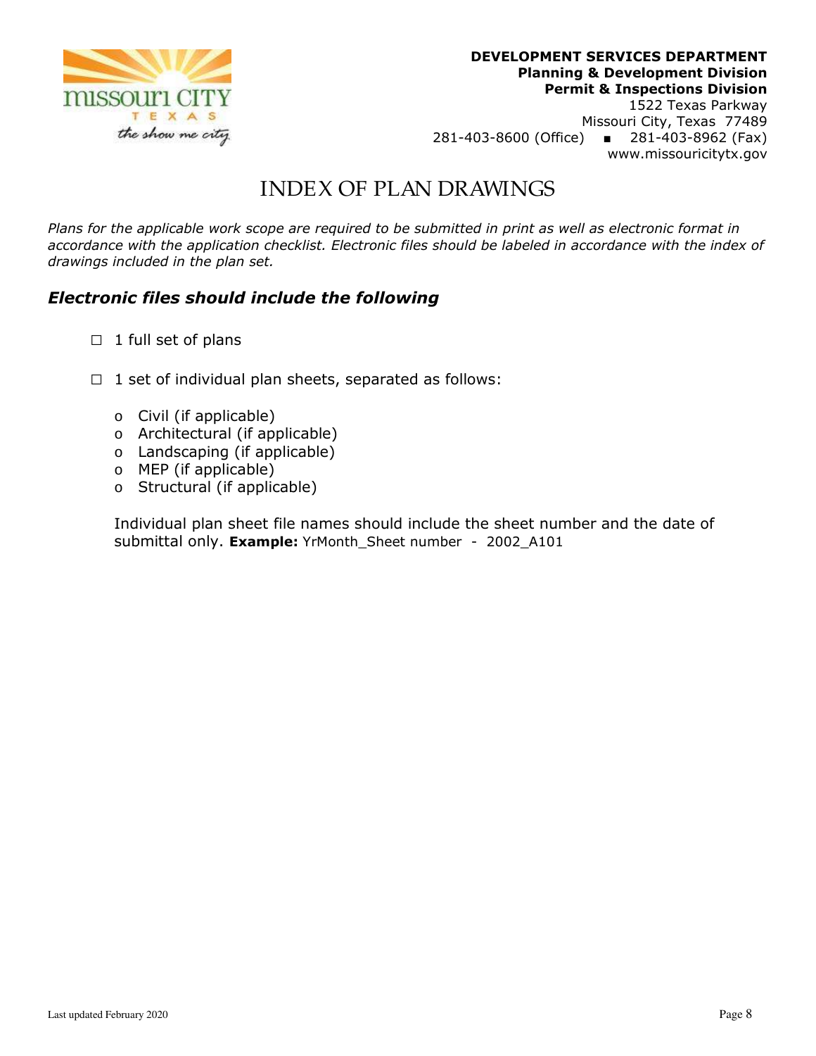**DEVELOPMENT SERVICES DEPARTMENT**
**Planning & Development Division**
**Permit & Inspections Division**
1522 Texas Parkway
Missouri City, Texas 77489
281-403-8600 (Office) ▪ 281-403-8962 (Fax)
www.missouricitytx.gov

# INDEX OF PLAN DRAWINGS

*Plans for the applicable work scope are required to be submitted in print as well as electronic format in accordance with the application checklist. Electronic files should be labeled in accordance with the index of drawings included in the plan set.*

## *Electronic files should include the following*

- ☐ 1 full set of plans

- ☐ 1 set of individual plan sheets, separated as follows:

  - Civil (if applicable)
  - Architectural (if applicable)
  - Landscaping (if applicable)
  - MEP (if applicable)
  - Structural (if applicable)

  Individual plan sheet file names should include the sheet number and the date of submittal only. **Example:** YrMonth_Sheet number - 2002_A101

Last updated February 2020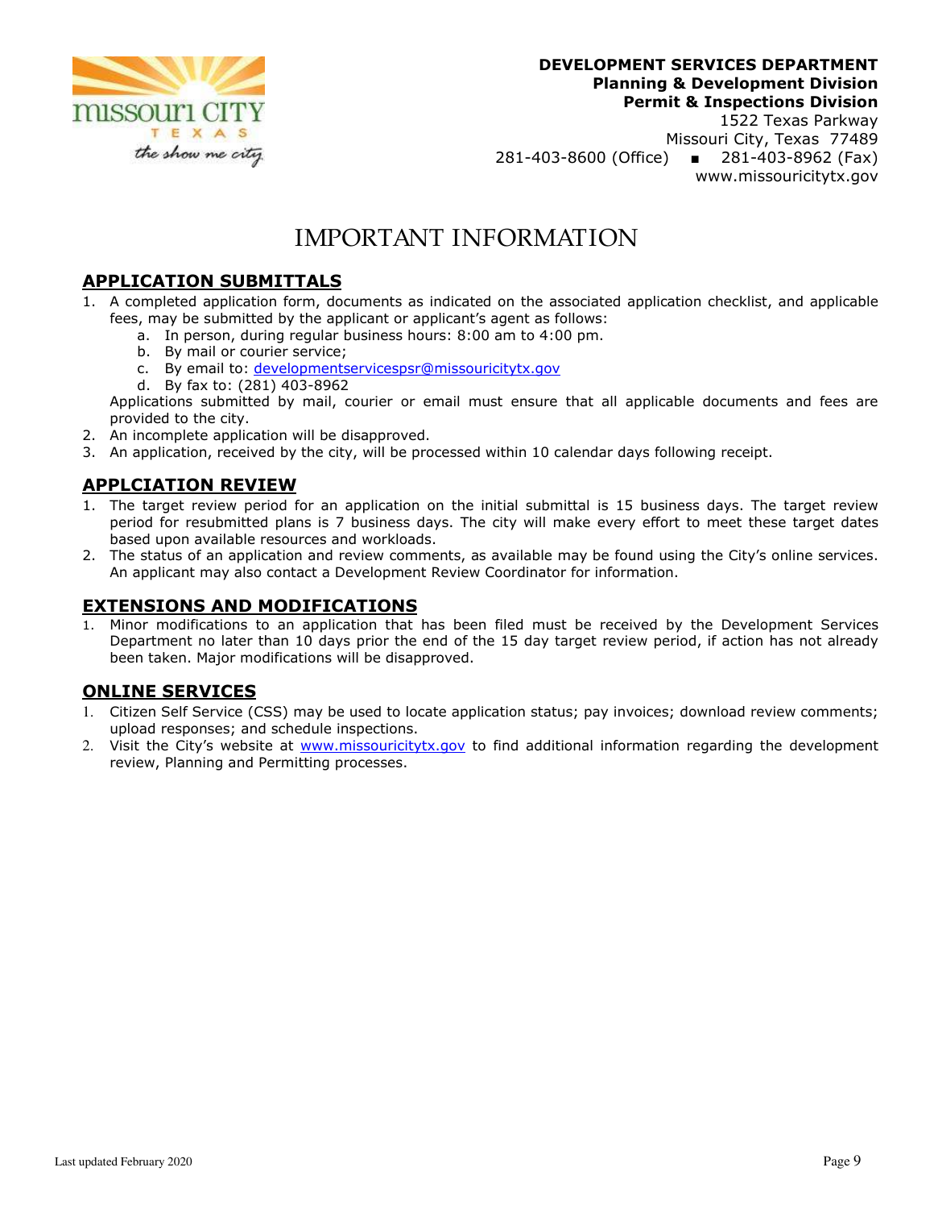**DEVELOPMENT SERVICES DEPARTMENT**
**Planning & Development Division**
**Permit & Inspections Division**
1522 Texas Parkway
Missouri City, Texas 77489
281-403-8600 (Office) ▪ 281-403-8962 (Fax)
www.missouricitytx.gov

# IMPORTANT INFORMATION

## APPLICATION SUBMITTALS

1. A completed application form, documents as indicated on the associated application checklist, and applicable fees, may be submitted by the applicant or applicant's agent as follows:
   a. In person, during regular business hours: 8:00 am to 4:00 pm.
   b. By mail or courier service;
   c. By email to: developmentservicespsr@missouricitytx.gov
   d. By fax to: (281) 403-8962

   Applications submitted by mail, courier or email must ensure that all applicable documents and fees are provided to the city.
2. An incomplete application will be disapproved.
3. An application, received by the city, will be processed within 10 calendar days following receipt.

## APPLCIATION REVIEW

1. The target review period for an application on the initial submittal is 15 business days. The target review period for resubmitted plans is 7 business days. The city will make every effort to meet these target dates based upon available resources and workloads.
2. The status of an application and review comments, as available may be found using the City's online services. An applicant may also contact a Development Review Coordinator for information.

## EXTENSIONS AND MODIFICATIONS

1. Minor modifications to an application that has been filed must be received by the Development Services Department no later than 10 days prior the end of the 15 day target review period, if action has not already been taken. Major modifications will be disapproved.

## ONLINE SERVICES

1. Citizen Self Service (CSS) may be used to locate application status; pay invoices; download review comments; upload responses; and schedule inspections.
2. Visit the City's website at www.missouricitytx.gov to find additional information regarding the development review, Planning and Permitting processes.

Last updated February 2020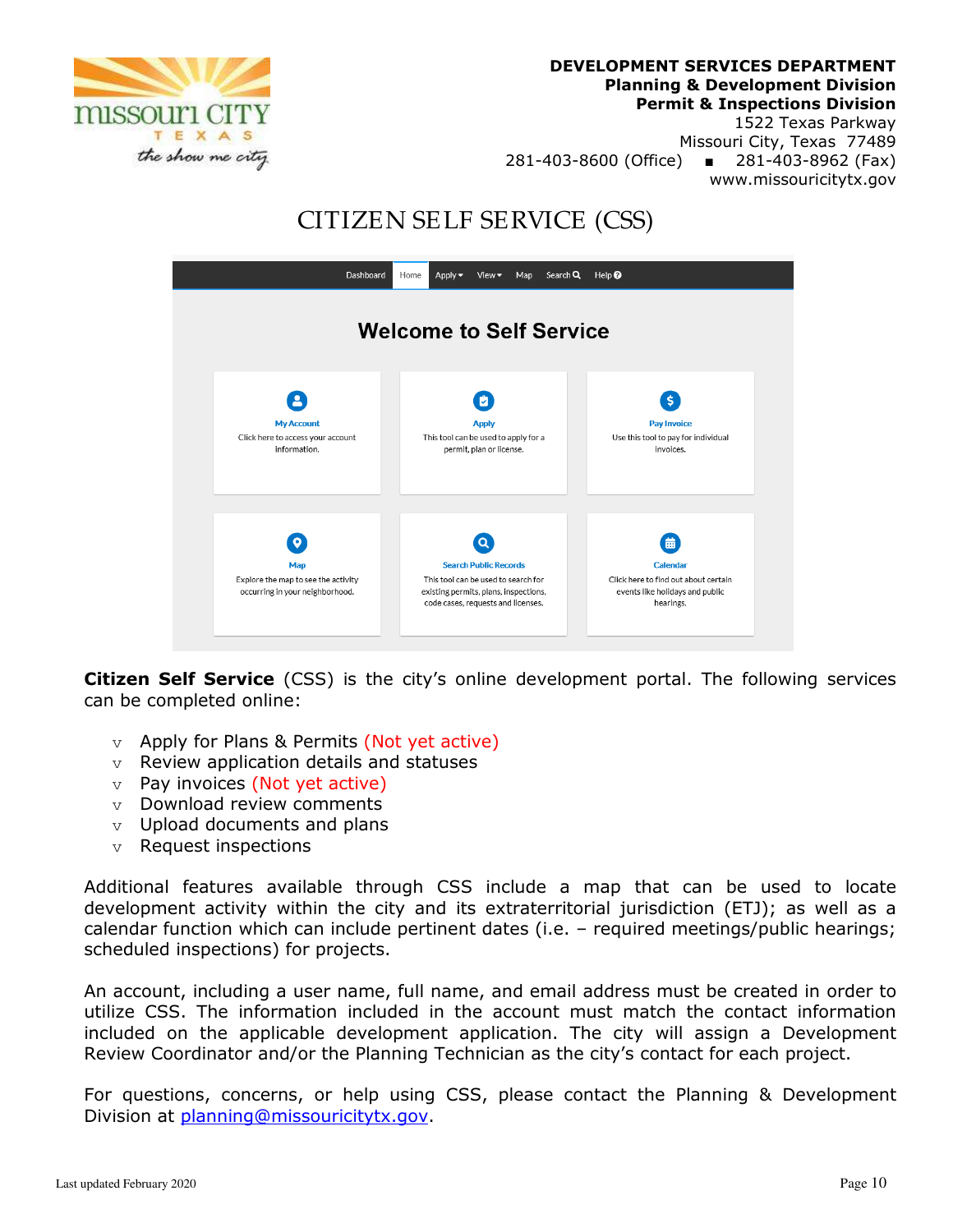**DEVELOPMENT SERVICES DEPARTMENT**
**Planning & Development Division**
**Permit & Inspections Division**
1522 Texas Parkway
Missouri City, Texas 77489
281-403-8600 (Office) ■ 281-403-8962 (Fax)
www.missouricitytx.gov

# CITIZEN SELF SERVICE (CSS)

Dashboard | Home | Apply | View | Map | Search | Help

## Welcome to Self Service

**My Account**
Click here to access your account information.

**Apply**
This tool can be used to apply for a permit, plan or license.

**Pay Invoice**
Use this tool to pay for individual invoices.

**Map**
Explore the map to see the activity occurring in your neighborhood.

**Search Public Records**
This tool can be used to search for existing permits, plans, inspections, code cases, requests and licenses.

**Calendar**
Click here to find out about certain events like holidays and public hearings.

**Citizen Self Service** (CSS) is the city's online development portal. The following services can be completed online:

- Apply for Plans & Permits (Not yet active)
- Review application details and statuses
- Pay invoices (Not yet active)
- Download review comments
- Upload documents and plans
- Request inspections

Additional features available through CSS include a map that can be used to locate development activity within the city and its extraterritorial jurisdiction (ETJ); as well as a calendar function which can include pertinent dates (i.e. – required meetings/public hearings; scheduled inspections) for projects.

An account, including a user name, full name, and email address must be created in order to utilize CSS. The information included in the account must match the contact information included on the applicable development application. The city will assign a Development Review Coordinator and/or the Planning Technician as the city's contact for each project.

For questions, concerns, or help using CSS, please contact the Planning & Development Division at planning@missouricitytx.gov.

Last updated February 2020